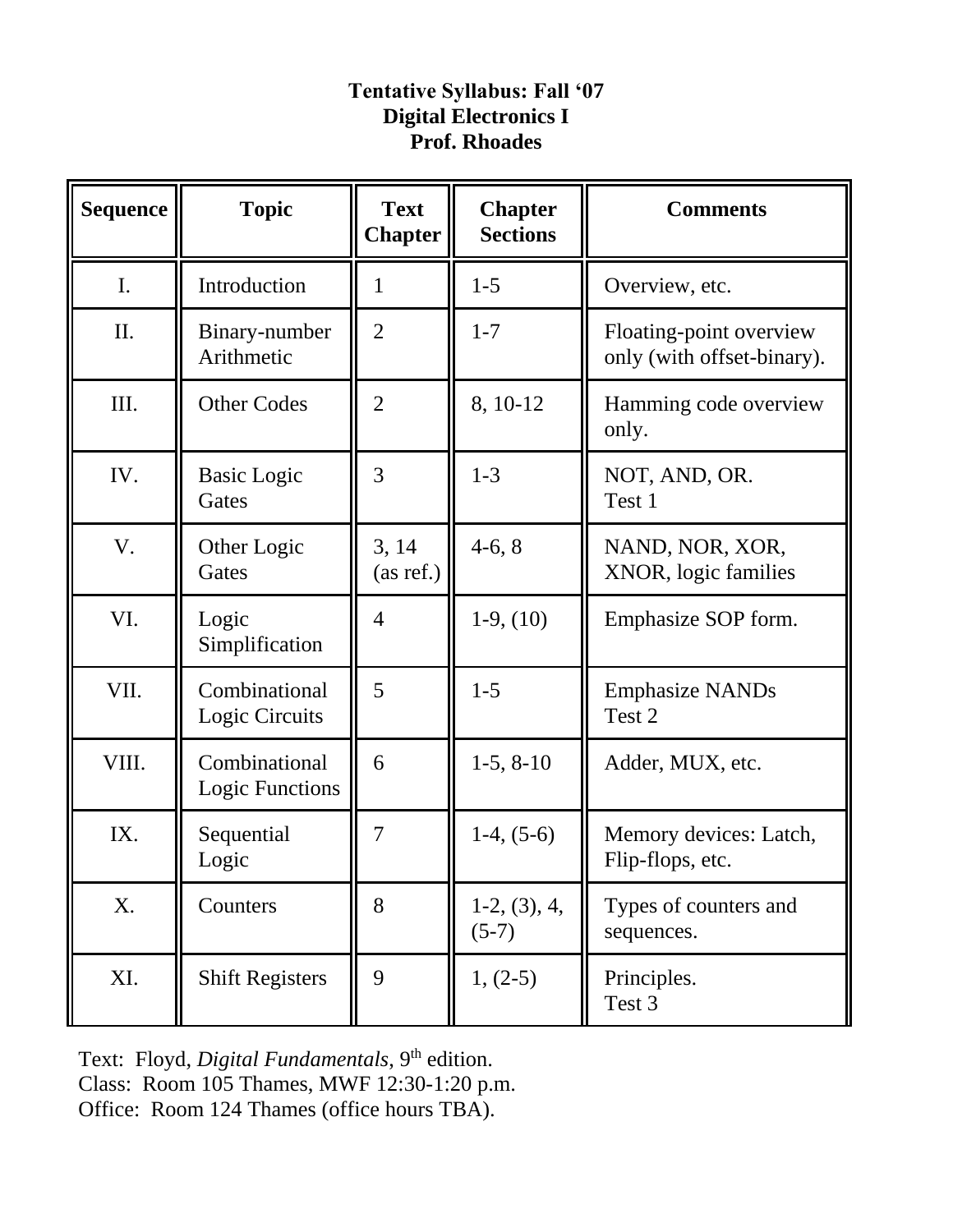**Tentative Syllabus: Fall '07**
**Digital Electronics I**
**Prof. Rhoades**

| Sequence | Topic | Text Chapter | Chapter Sections | Comments |
|---|---|---|---|---|
| I. | Introduction | 1 | 1-5 | Overview, etc. |
| II. | Binary-number Arithmetic | 2 | 1-7 | Floating-point overview only (with offset-binary). |
| III. | Other Codes | 2 | 8, 10-12 | Hamming code overview only. |
| IV. | Basic Logic Gates | 3 | 1-3 | NOT, AND, OR. Test 1 |
| V. | Other Logic Gates | 3, 14 (as ref.) | 4-6, 8 | NAND, NOR, XOR, XNOR, logic families |
| VI. | Logic Simplification | 4 | 1-9, (10) | Emphasize SOP form. |
| VII. | Combinational Logic Circuits | 5 | 1-5 | Emphasize NANDs Test 2 |
| VIII. | Combinational Logic Functions | 6 | 1-5, 8-10 | Adder, MUX, etc. |
| IX. | Sequential Logic | 7 | 1-4, (5-6) | Memory devices: Latch, Flip-flops, etc. |
| X. | Counters | 8 | 1-2, (3), 4, (5-7) | Types of counters and sequences. |
| XI. | Shift Registers | 9 | 1, (2-5) | Principles. Test 3 |

Text: Floyd, *Digital Fundamentals*, 9th edition.
Class: Room 105 Thames, MWF 12:30-1:20 p.m.
Office: Room 124 Thames (office hours TBA).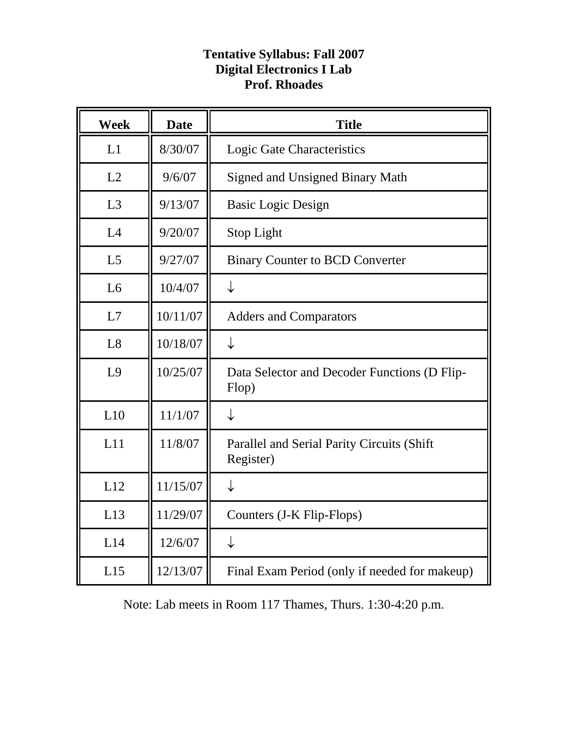**Tentative Syllabus: Fall 2007**
**Digital Electronics I Lab**
**Prof. Rhoades**

| Week | Date | Title |
|---|---|---|
| L1 | 8/30/07 | Logic Gate Characteristics |
| L2 | 9/6/07 | Signed and Unsigned Binary Math |
| L3 | 9/13/07 | Basic Logic Design |
| L4 | 9/20/07 | Stop Light |
| L5 | 9/27/07 | Binary Counter to BCD Converter |
| L6 | 10/4/07 | ↓ |
| L7 | 10/11/07 | Adders and Comparators |
| L8 | 10/18/07 | ↓ |
| L9 | 10/25/07 | Data Selector and Decoder Functions (D Flip-Flop) |
| L10 | 11/1/07 | ↓ |
| L11 | 11/8/07 | Parallel and Serial Parity Circuits (Shift Register) |
| L12 | 11/15/07 | ↓ |
| L13 | 11/29/07 | Counters (J-K Flip-Flops) |
| L14 | 12/6/07 | ↓ |
| L15 | 12/13/07 | Final Exam Period (only if needed for makeup) |

Note: Lab meets in Room 117 Thames, Thurs. 1:30-4:20 p.m.